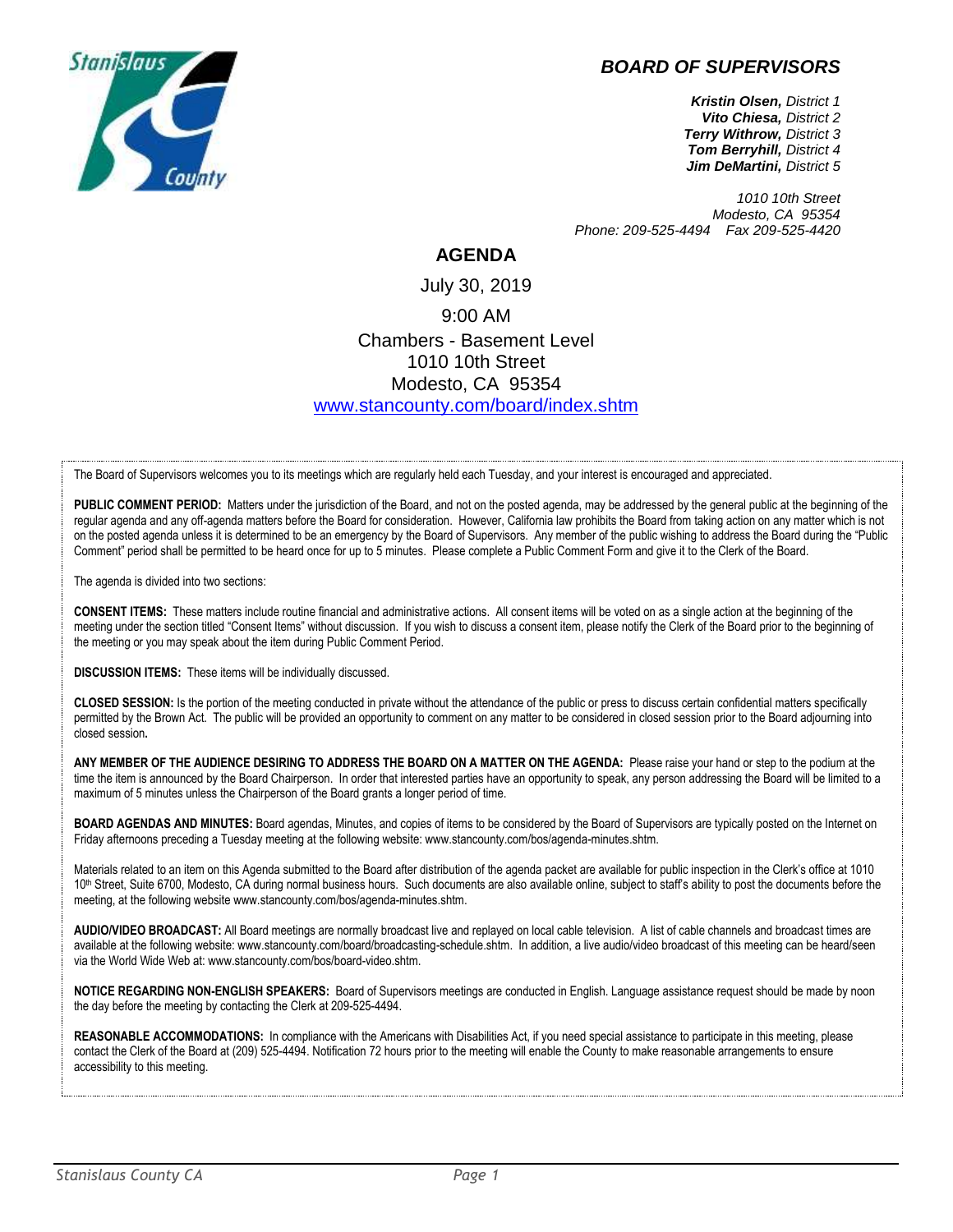## BOARD OF SUPERVISORS

***Kristin Olsen,*** *District 1*
***Vito Chiesa,*** *District 2*
***Terry Withrow,*** *District 3*
***Tom Berryhill,*** *District 4*
***Jim DeMartini,*** *District 5*

*1010 10th Street*
*Modesto, CA 95354*
*Phone: 209-525-4494 Fax 209-525-4420*

# AGENDA

July 30, 2019

9:00 AM

Chambers - Basement Level
1010 10th Street
Modesto, CA 95354
[www.stancounty.com/board/index.shtm](www.stancounty.com/board/index.shtm)

The Board of Supervisors welcomes you to its meetings which are regularly held each Tuesday, and your interest is encouraged and appreciated.

**PUBLIC COMMENT PERIOD:** Matters under the jurisdiction of the Board, and not on the posted agenda, may be addressed by the general public at the beginning of the regular agenda and any off-agenda matters before the Board for consideration. However, California law prohibits the Board from taking action on any matter which is not on the posted agenda unless it is determined to be an emergency by the Board of Supervisors. Any member of the public wishing to address the Board during the "Public Comment" period shall be permitted to be heard once for up to 5 minutes. Please complete a Public Comment Form and give it to the Clerk of the Board.

The agenda is divided into two sections:

**CONSENT ITEMS:** These matters include routine financial and administrative actions. All consent items will be voted on as a single action at the beginning of the meeting under the section titled "Consent Items" without discussion. If you wish to discuss a consent item, please notify the Clerk of the Board prior to the beginning of the meeting or you may speak about the item during Public Comment Period.

**DISCUSSION ITEMS:** These items will be individually discussed.

**CLOSED SESSION:** Is the portion of the meeting conducted in private without the attendance of the public or press to discuss certain confidential matters specifically permitted by the Brown Act. The public will be provided an opportunity to comment on any matter to be considered in closed session prior to the Board adjourning into closed session**.**

**ANY MEMBER OF THE AUDIENCE DESIRING TO ADDRESS THE BOARD ON A MATTER ON THE AGENDA:** Please raise your hand or step to the podium at the time the item is announced by the Board Chairperson. In order that interested parties have an opportunity to speak, any person addressing the Board will be limited to a maximum of 5 minutes unless the Chairperson of the Board grants a longer period of time.

**BOARD AGENDAS AND MINUTES:** Board agendas, Minutes, and copies of items to be considered by the Board of Supervisors are typically posted on the Internet on Friday afternoons preceding a Tuesday meeting at the following website: www.stancounty.com/bos/agenda-minutes.shtm.

Materials related to an item on this Agenda submitted to the Board after distribution of the agenda packet are available for public inspection in the Clerk's office at 1010 10th Street, Suite 6700, Modesto, CA during normal business hours. Such documents are also available online, subject to staff's ability to post the documents before the meeting, at the following website www.stancounty.com/bos/agenda-minutes.shtm.

**AUDIO/VIDEO BROADCAST:** All Board meetings are normally broadcast live and replayed on local cable television. A list of cable channels and broadcast times are available at the following website: www.stancounty.com/board/broadcasting-schedule.shtm. In addition, a live audio/video broadcast of this meeting can be heard/seen via the World Wide Web at: www.stancounty.com/bos/board-video.shtm.

**NOTICE REGARDING NON-ENGLISH SPEAKERS:** Board of Supervisors meetings are conducted in English. Language assistance request should be made by noon the day before the meeting by contacting the Clerk at 209-525-4494.

**REASONABLE ACCOMMODATIONS:** In compliance with the Americans with Disabilities Act, if you need special assistance to participate in this meeting, please contact the Clerk of the Board at (209) 525-4494. Notification 72 hours prior to the meeting will enable the County to make reasonable arrangements to ensure accessibility to this meeting.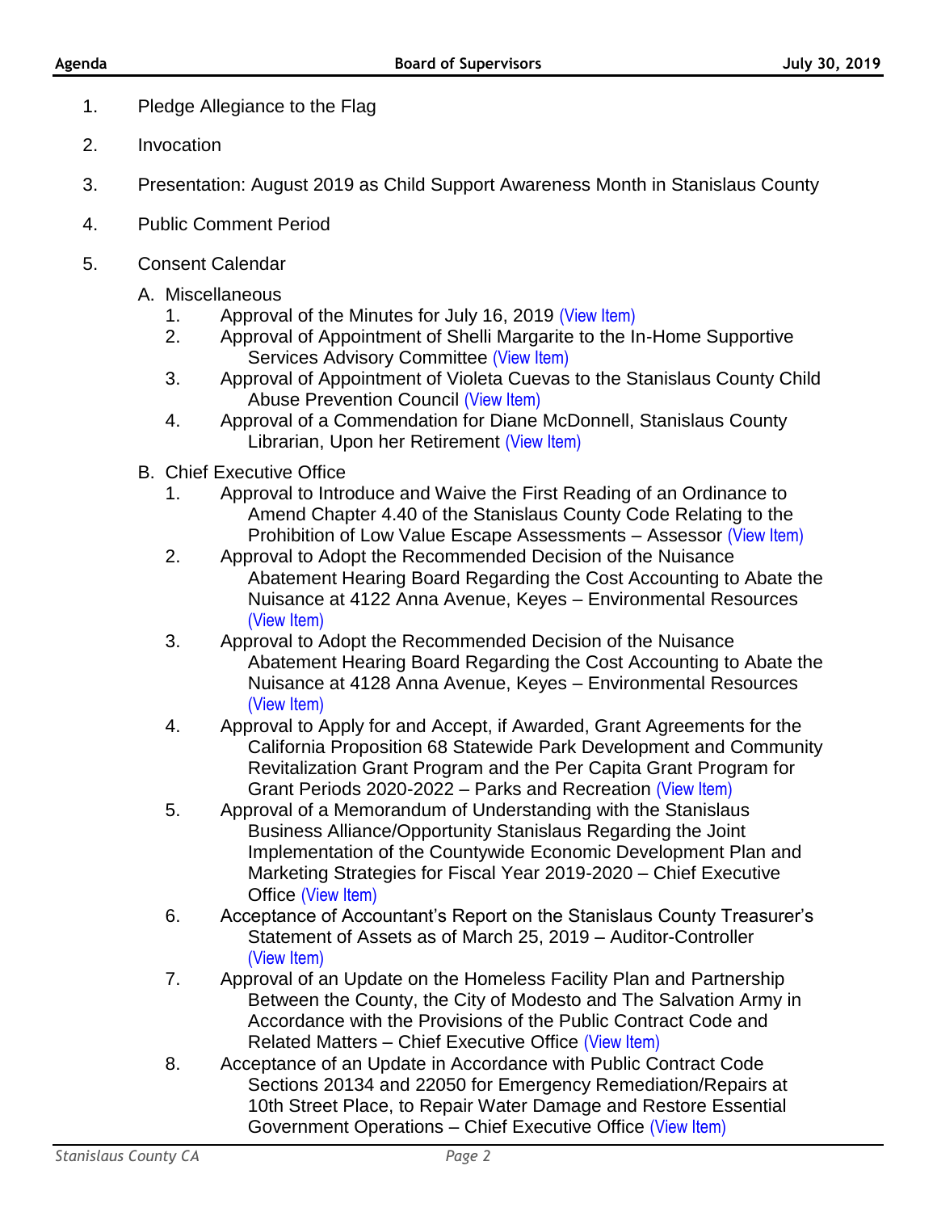1. Pledge Allegiance to the Flag

2. Invocation

3. Presentation: August 2019 as Child Support Awareness Month in Stanislaus County

4. Public Comment Period

5. Consent Calendar

   A. Miscellaneous
      1. Approval of the Minutes for July 16, 2019 (View Item)
      2. Approval of Appointment of Shelli Margarite to the In-Home Supportive Services Advisory Committee (View Item)
      3. Approval of Appointment of Violeta Cuevas to the Stanislaus County Child Abuse Prevention Council (View Item)
      4. Approval of a Commendation for Diane McDonnell, Stanislaus County Librarian, Upon her Retirement (View Item)

   B. Chief Executive Office
      1. Approval to Introduce and Waive the First Reading of an Ordinance to Amend Chapter 4.40 of the Stanislaus County Code Relating to the Prohibition of Low Value Escape Assessments – Assessor (View Item)
      2. Approval to Adopt the Recommended Decision of the Nuisance Abatement Hearing Board Regarding the Cost Accounting to Abate the Nuisance at 4122 Anna Avenue, Keyes – Environmental Resources (View Item)
      3. Approval to Adopt the Recommended Decision of the Nuisance Abatement Hearing Board Regarding the Cost Accounting to Abate the Nuisance at 4128 Anna Avenue, Keyes – Environmental Resources (View Item)
      4. Approval to Apply for and Accept, if Awarded, Grant Agreements for the California Proposition 68 Statewide Park Development and Community Revitalization Grant Program and the Per Capita Grant Program for Grant Periods 2020-2022 – Parks and Recreation (View Item)
      5. Approval of a Memorandum of Understanding with the Stanislaus Business Alliance/Opportunity Stanislaus Regarding the Joint Implementation of the Countywide Economic Development Plan and Marketing Strategies for Fiscal Year 2019-2020 – Chief Executive Office (View Item)
      6. Acceptance of Accountant's Report on the Stanislaus County Treasurer's Statement of Assets as of March 25, 2019 – Auditor-Controller (View Item)
      7. Approval of an Update on the Homeless Facility Plan and Partnership Between the County, the City of Modesto and The Salvation Army in Accordance with the Provisions of the Public Contract Code and Related Matters – Chief Executive Office (View Item)
      8. Acceptance of an Update in Accordance with Public Contract Code Sections 20134 and 22050 for Emergency Remediation/Repairs at 10th Street Place, to Repair Water Damage and Restore Essential Government Operations – Chief Executive Office (View Item)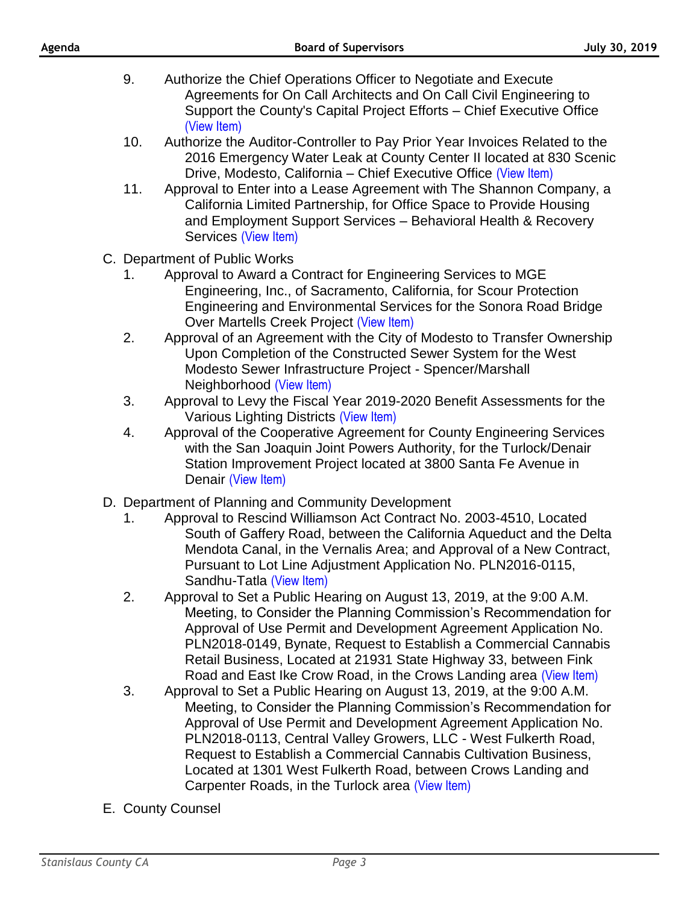9. Authorize the Chief Operations Officer to Negotiate and Execute Agreements for On Call Architects and On Call Civil Engineering to Support the County's Capital Project Efforts – Chief Executive Office (View Item)
10. Authorize the Auditor-Controller to Pay Prior Year Invoices Related to the 2016 Emergency Water Leak at County Center II located at 830 Scenic Drive, Modesto, California – Chief Executive Office (View Item)
11. Approval to Enter into a Lease Agreement with The Shannon Company, a California Limited Partnership, for Office Space to Provide Housing and Employment Support Services – Behavioral Health & Recovery Services (View Item)

C. Department of Public Works

1. Approval to Award a Contract for Engineering Services to MGE Engineering, Inc., of Sacramento, California, for Scour Protection Engineering and Environmental Services for the Sonora Road Bridge Over Martells Creek Project (View Item)
2. Approval of an Agreement with the City of Modesto to Transfer Ownership Upon Completion of the Constructed Sewer System for the West Modesto Sewer Infrastructure Project - Spencer/Marshall Neighborhood (View Item)
3. Approval to Levy the Fiscal Year 2019-2020 Benefit Assessments for the Various Lighting Districts (View Item)
4. Approval of the Cooperative Agreement for County Engineering Services with the San Joaquin Joint Powers Authority, for the Turlock/Denair Station Improvement Project located at 3800 Santa Fe Avenue in Denair (View Item)

D. Department of Planning and Community Development

1. Approval to Rescind Williamson Act Contract No. 2003-4510, Located South of Gaffery Road, between the California Aqueduct and the Delta Mendota Canal, in the Vernalis Area; and Approval of a New Contract, Pursuant to Lot Line Adjustment Application No. PLN2016-0115, Sandhu-Tatla (View Item)
2. Approval to Set a Public Hearing on August 13, 2019, at the 9:00 A.M. Meeting, to Consider the Planning Commission's Recommendation for Approval of Use Permit and Development Agreement Application No. PLN2018-0149, Bynate, Request to Establish a Commercial Cannabis Retail Business, Located at 21931 State Highway 33, between Fink Road and East Ike Crow Road, in the Crows Landing area (View Item)
3. Approval to Set a Public Hearing on August 13, 2019, at the 9:00 A.M. Meeting, to Consider the Planning Commission's Recommendation for Approval of Use Permit and Development Agreement Application No. PLN2018-0113, Central Valley Growers, LLC - West Fulkerth Road, Request to Establish a Commercial Cannabis Cultivation Business, Located at 1301 West Fulkerth Road, between Crows Landing and Carpenter Roads, in the Turlock area (View Item)

E. County Counsel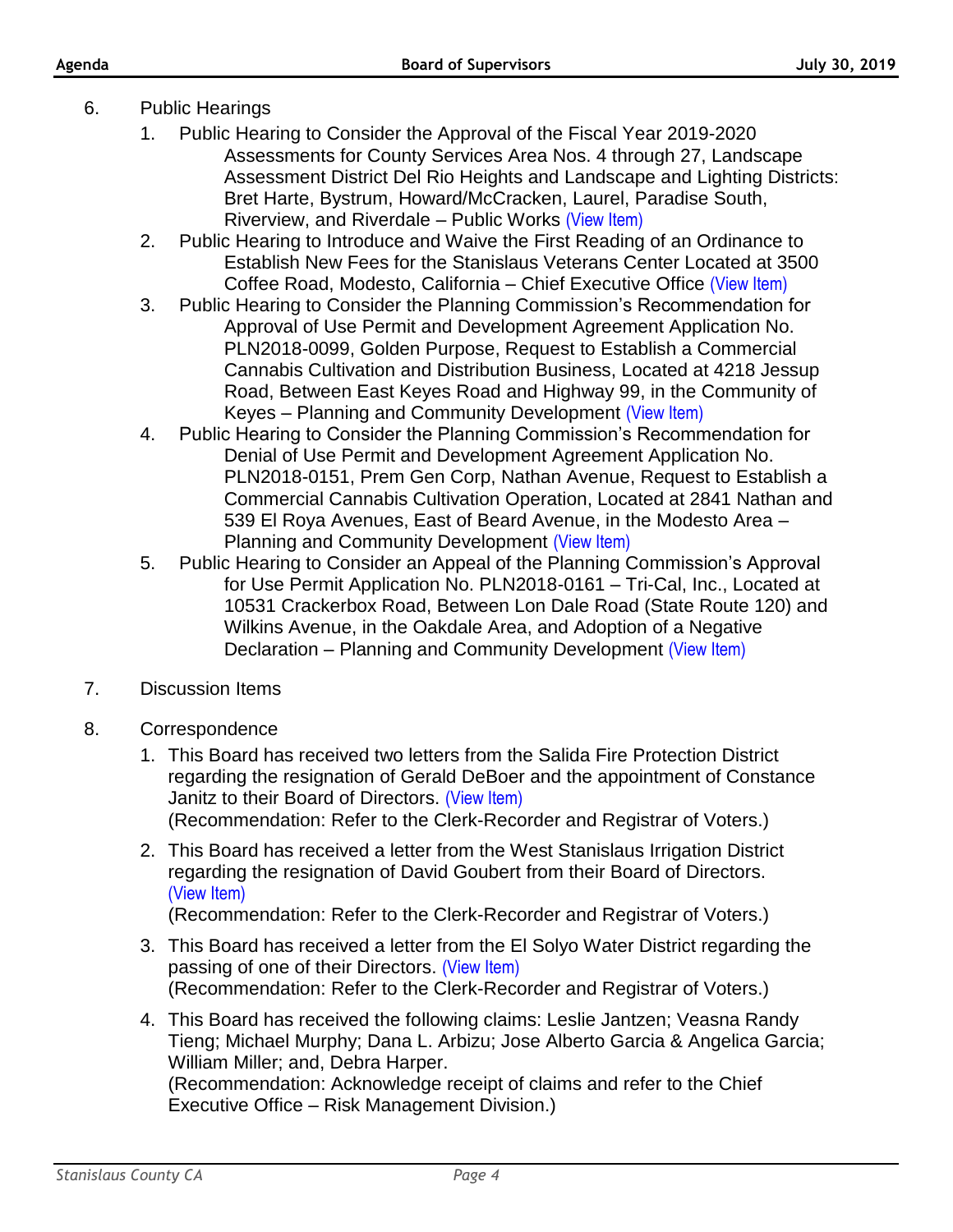6. Public Hearings
   1. Public Hearing to Consider the Approval of the Fiscal Year 2019-2020 Assessments for County Services Area Nos. 4 through 27, Landscape Assessment District Del Rio Heights and Landscape and Lighting Districts: Bret Harte, Bystrum, Howard/McCracken, Laurel, Paradise South, Riverview, and Riverdale – Public Works (View Item)
   2. Public Hearing to Introduce and Waive the First Reading of an Ordinance to Establish New Fees for the Stanislaus Veterans Center Located at 3500 Coffee Road, Modesto, California – Chief Executive Office (View Item)
   3. Public Hearing to Consider the Planning Commission's Recommendation for Approval of Use Permit and Development Agreement Application No. PLN2018-0099, Golden Purpose, Request to Establish a Commercial Cannabis Cultivation and Distribution Business, Located at 4218 Jessup Road, Between East Keyes Road and Highway 99, in the Community of Keyes – Planning and Community Development (View Item)
   4. Public Hearing to Consider the Planning Commission's Recommendation for Denial of Use Permit and Development Agreement Application No. PLN2018-0151, Prem Gen Corp, Nathan Avenue, Request to Establish a Commercial Cannabis Cultivation Operation, Located at 2841 Nathan and 539 El Roya Avenues, East of Beard Avenue, in the Modesto Area – Planning and Community Development (View Item)
   5. Public Hearing to Consider an Appeal of the Planning Commission's Approval for Use Permit Application No. PLN2018-0161 – Tri-Cal, Inc., Located at 10531 Crackerbox Road, Between Lon Dale Road (State Route 120) and Wilkins Avenue, in the Oakdale Area, and Adoption of a Negative Declaration – Planning and Community Development (View Item)

7. Discussion Items

8. Correspondence
   1. This Board has received two letters from the Salida Fire Protection District regarding the resignation of Gerald DeBoer and the appointment of Constance Janitz to their Board of Directors. (View Item)
      (Recommendation: Refer to the Clerk-Recorder and Registrar of Voters.)
   2. This Board has received a letter from the West Stanislaus Irrigation District regarding the resignation of David Goubert from their Board of Directors. (View Item)
      (Recommendation: Refer to the Clerk-Recorder and Registrar of Voters.)
   3. This Board has received a letter from the El Solyo Water District regarding the passing of one of their Directors. (View Item)
      (Recommendation: Refer to the Clerk-Recorder and Registrar of Voters.)
   4. This Board has received the following claims: Leslie Jantzen; Veasna Randy Tieng; Michael Murphy; Dana L. Arbizu; Jose Alberto Garcia & Angelica Garcia; William Miller; and, Debra Harper.
      (Recommendation: Acknowledge receipt of claims and refer to the Chief Executive Office – Risk Management Division.)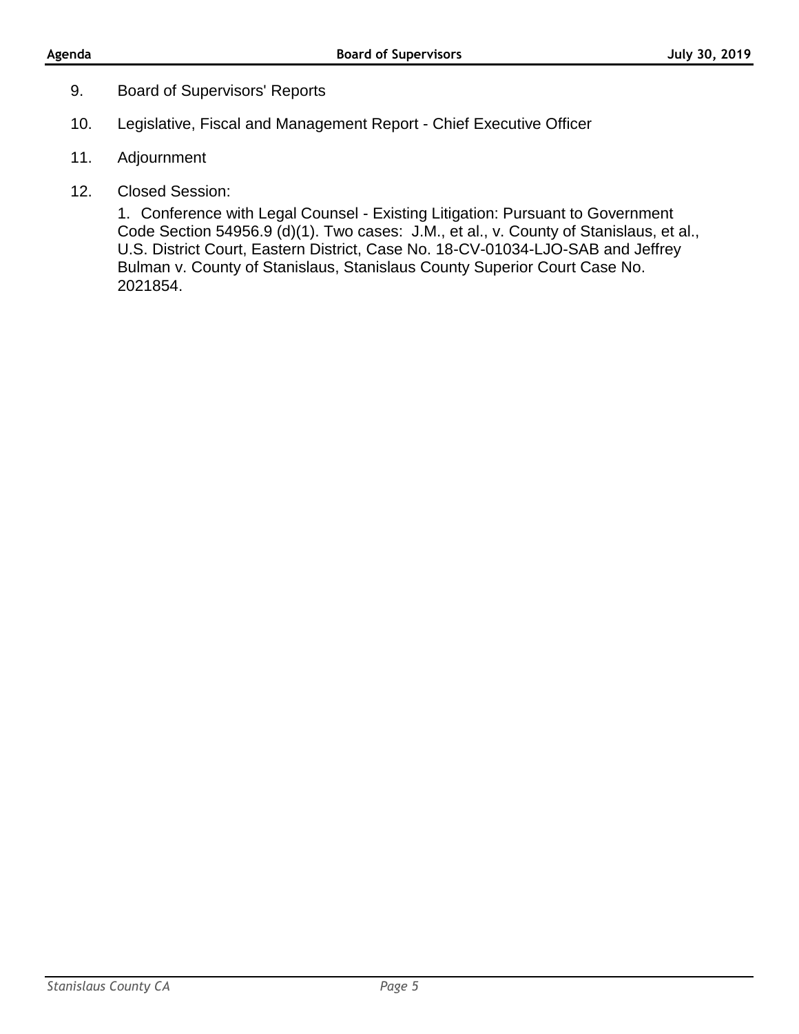9. Board of Supervisors' Reports

10. Legislative, Fiscal and Management Report - Chief Executive Officer

11. Adjournment

12. Closed Session:

    1. Conference with Legal Counsel - Existing Litigation: Pursuant to Government Code Section 54956.9 (d)(1). Two cases: J.M., et al., v. County of Stanislaus, et al., U.S. District Court, Eastern District, Case No. 18-CV-01034-LJO-SAB and Jeffrey Bulman v. County of Stanislaus, Stanislaus County Superior Court Case No. 2021854.